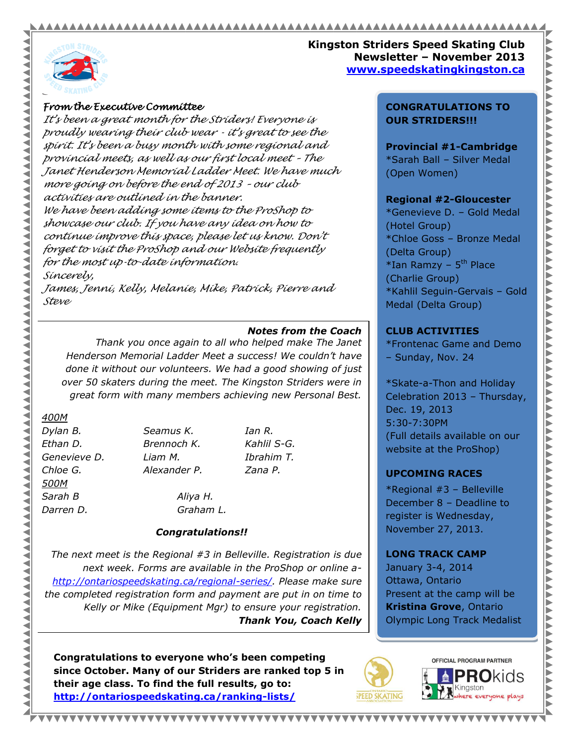# Kingston Striders Speed Skating Club
## Newsletter – November 2013
**www.speedskatingkingston.ca**

### *From the Executive Committee*

*It's been a great month for the Striders! Everyone is proudly wearing their club wear - it's great to see the spirit. It's been a busy month with some regional and provincial meets, as well as our first local meet - The Janet Henderson Memorial Ladder Meet. We have much more going on before the end of 2013 - our club activities are outlined in the banner.*

*We have been adding some items to the ProShop to showcase our club. If you have any idea on how to continue improve this space, please let us know. Don't forget to visit the ProShop and our Website frequently for the most up-to-date information.*

*Sincerely,*

*James, Jenni, Kelly, Melanie, Mike, Patrick, Pierre and Steve*

### ***Notes from the Coach***

*Thank you once again to all who helped make The Janet Henderson Memorial Ladder Meet a success! We couldn't have done it without our volunteers. We had a good showing of just over 50 skaters during the meet. The Kingston Striders were in great form with many members achieving new Personal Best.*

*400M*

*Dylan B.* | *Seamus K.* | *Ian R.*
*Ethan D.* | *Brennoch K.* | *Kahlil S-G.*
*Genevieve D.* | *Liam M.* | *Ibrahim T.*
*Chloe G.* | *Alexander P.* | *Zana P.*

*500M*

*Sarah B* | *Aliya H.*
*Darren D.* | *Graham L.*

***Congratulations!!***

*The next meet is the Regional #3 in Belleville. Registration is due next week. Forms are available in the ProShop or online a- http://ontariospeedskating.ca/regional-series/. Please make sure the completed registration form and payment are put in on time to Kelly or Mike (Equipment Mgr) to ensure your registration.*

***Thank You, Coach Kelly***

### CONGRATULATIONS TO OUR STRIDERS!!!

**Provincial #1-Cambridge**
*Sarah Ball – Silver Medal (Open Women)

**Regional #2-Gloucester**
*Genevieve D. – Gold Medal (Hotel Group)
*Chloe Goss – Bronze Medal (Delta Group)
*Ian Ramzy – 5th Place (Charlie Group)
*Kahlil Seguin-Gervais – Gold Medal (Delta Group)

### CLUB ACTIVITIES

*Frontenac Game and Demo – Sunday, Nov. 24

*Skate-a-Thon and Holiday Celebration 2013 – Thursday, Dec. 19, 2013
5:30-7:30PM
(Full details available on our website at the ProShop)

### UPCOMING RACES

*Regional #3 – Belleville
December 8 – Deadline to register is Wednesday, November 27, 2013.

### LONG TRACK CAMP

January 3-4, 2014
Ottawa, Ontario
Present at the camp will be **Kristina Grove**, Ontario Olympic Long Track Medalist

**Congratulations to everyone who's been competing since October. Many of our Striders are ranked top 5 in their age class. To find the full results, go to: http://ontariospeedskating.ca/ranking-lists/**

OFFICIAL PROGRAM PARTNER
PROkids Kingston – where everyone plays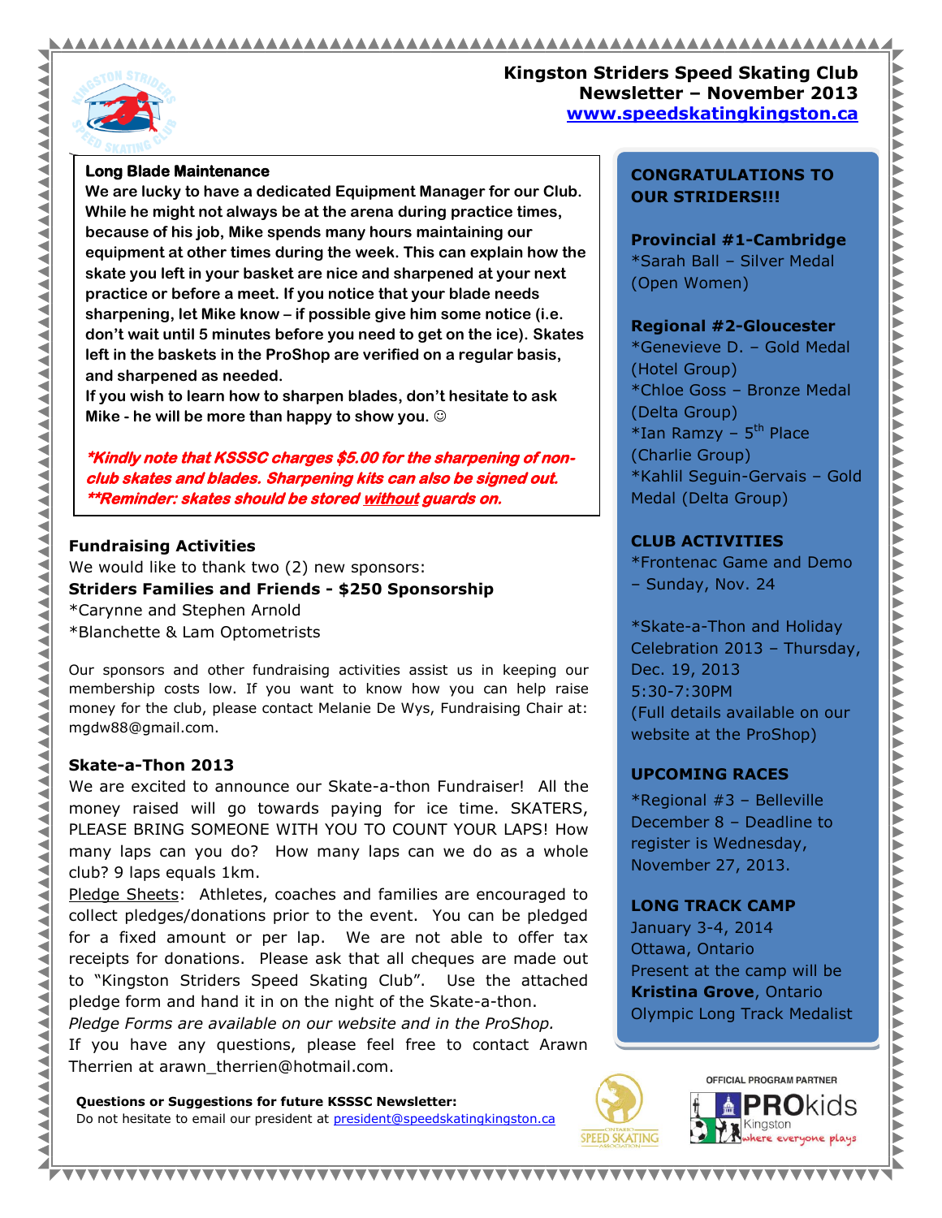# Kingston Striders Speed Skating Club
## Newsletter – November 2013
www.speedskatingkingston.ca

### Long Blade Maintenance

**We are lucky to have a dedicated Equipment Manager for our Club. While he might not always be at the arena during practice times, because of his job, Mike spends many hours maintaining our equipment at other times during the week. This can explain how the skate you left in your basket are nice and sharpened at your next practice or before a meet. If you notice that your blade needs sharpening, let Mike know – if possible give him some notice (i.e. don't wait until 5 minutes before you need to get on the ice). Skates left in the baskets in the ProShop are verified on a regular basis, and sharpened as needed.**

**If you wish to learn how to sharpen blades, don't hesitate to ask Mike - he will be more than happy to show you. ☺**

***Kindly note that KSSSC charges $5.00 for the sharpening of non-club skates and blades. Sharpening kits can also be signed out.***
*****Reminder: skates should be stored without guards on.***

### Fundraising Activities

We would like to thank two (2) new sponsors:

**Striders Families and Friends - $250 Sponsorship**

*Carynne and Stephen Arnold
*Blanchette & Lam Optometrists

Our sponsors and other fundraising activities assist us in keeping our membership costs low. If you want to know how you can help raise money for the club, please contact Melanie De Wys, Fundraising Chair at: mgdw88@gmail.com.

### Skate-a-Thon 2013

We are excited to announce our Skate-a-thon Fundraiser! All the money raised will go towards paying for ice time. SKATERS, PLEASE BRING SOMEONE WITH YOU TO COUNT YOUR LAPS! How many laps can you do? How many laps can we do as a whole club? 9 laps equals 1km.

Pledge Sheets: Athletes, coaches and families are encouraged to collect pledges/donations prior to the event. You can be pledged for a fixed amount or per lap. We are not able to offer tax receipts for donations. Please ask that all cheques are made out to "Kingston Striders Speed Skating Club". Use the attached pledge form and hand it in on the night of the Skate-a-thon.

*Pledge Forms are available on our website and in the ProShop.*

If you have any questions, please feel free to contact Arawn Therrien at arawn_therrien@hotmail.com.

**Questions or Suggestions for future KSSSC Newsletter:**
Do not hesitate to email our president at president@speedskatingkingston.ca

### CONGRATULATIONS TO OUR STRIDERS!!!

**Provincial #1-Cambridge**
*Sarah Ball – Silver Medal (Open Women)

**Regional #2-Gloucester**
*Genevieve D. – Gold Medal (Hotel Group)
*Chloe Goss – Bronze Medal (Delta Group)
*Ian Ramzy – 5th Place (Charlie Group)
*Kahlil Seguin-Gervais – Gold Medal (Delta Group)

### CLUB ACTIVITIES

*Frontenac Game and Demo – Sunday, Nov. 24

*Skate-a-Thon and Holiday Celebration 2013 – Thursday, Dec. 19, 2013
5:30-7:30PM
(Full details available on our website at the ProShop)

### UPCOMING RACES

*Regional #3 – Belleville
December 8 – Deadline to register is Wednesday, November 27, 2013.

### LONG TRACK CAMP

January 3-4, 2014
Ottawa, Ontario
Present at the camp will be **Kristina Grove**, Ontario Olympic Long Track Medalist

OFFICIAL PROGRAM PARTNER
PROkids Kingston where everyone plays